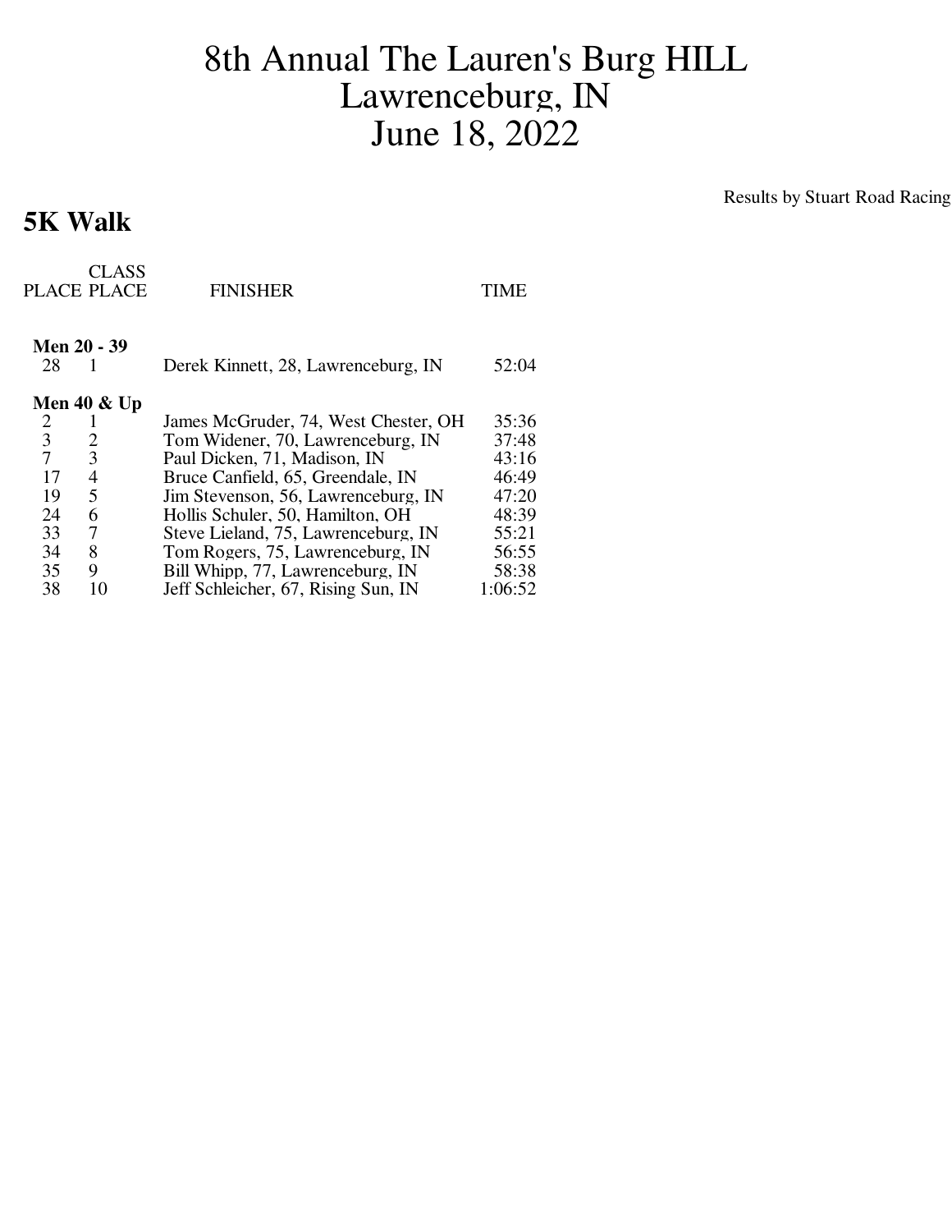# 8th Annual The Lauren's Burg HILL
# Lawrenceburg, IN
# June 18, 2022

Results by Stuart Road Racing

## 5K Walk

| PLACE | CLASS PLACE | FINISHER | TIME |
|---|---|---|---|
| **Men 20 - 39** | | | |
| 28 | 1 | Derek Kinnett, 28, Lawrenceburg, IN | 52:04 |
| **Men 40 & Up** | | | |
| 2 | 1 | James McGruder, 74, West Chester, OH | 35:36 |
| 3 | 2 | Tom Widener, 70, Lawrenceburg, IN | 37:48 |
| 7 | 3 | Paul Dicken, 71, Madison, IN | 43:16 |
| 17 | 4 | Bruce Canfield, 65, Greendale, IN | 46:49 |
| 19 | 5 | Jim Stevenson, 56, Lawrenceburg, IN | 47:20 |
| 24 | 6 | Hollis Schuler, 50, Hamilton, OH | 48:39 |
| 33 | 7 | Steve Lieland, 75, Lawrenceburg, IN | 55:21 |
| 34 | 8 | Tom Rogers, 75, Lawrenceburg, IN | 56:55 |
| 35 | 9 | Bill Whipp, 77, Lawrenceburg, IN | 58:38 |
| 38 | 10 | Jeff Schleicher, 67, Rising Sun, IN | 1:06:52 |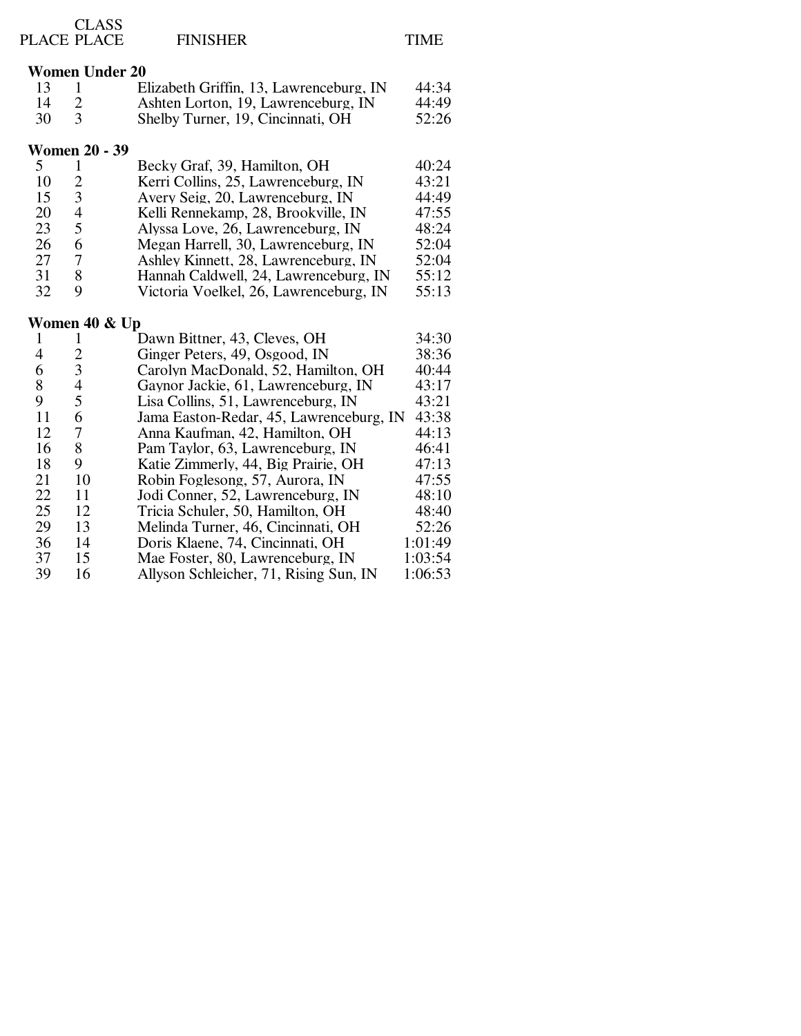| PLACE | CLASS PLACE | FINISHER | TIME |
|---|---|---|---|
| **Women Under 20** | | | |
| 13 | 1 | Elizabeth Griffin, 13, Lawrenceburg, IN | 44:34 |
| 14 | 2 | Ashten Lorton, 19, Lawrenceburg, IN | 44:49 |
| 30 | 3 | Shelby Turner, 19, Cincinnati, OH | 52:26 |
| **Women 20 - 39** | | | |
| 5 | 1 | Becky Graf, 39, Hamilton, OH | 40:24 |
| 10 | 2 | Kerri Collins, 25, Lawrenceburg, IN | 43:21 |
| 15 | 3 | Avery Seig, 20, Lawrenceburg, IN | 44:49 |
| 20 | 4 | Kelli Rennekamp, 28, Brookville, IN | 47:55 |
| 23 | 5 | Alyssa Love, 26, Lawrenceburg, IN | 48:24 |
| 26 | 6 | Megan Harrell, 30, Lawrenceburg, IN | 52:04 |
| 27 | 7 | Ashley Kinnett, 28, Lawrenceburg, IN | 52:04 |
| 31 | 8 | Hannah Caldwell, 24, Lawrenceburg, IN | 55:12 |
| 32 | 9 | Victoria Voelkel, 26, Lawrenceburg, IN | 55:13 |
| **Women 40 & Up** | | | |
| 1 | 1 | Dawn Bittner, 43, Cleves, OH | 34:30 |
| 4 | 2 | Ginger Peters, 49, Osgood, IN | 38:36 |
| 6 | 3 | Carolyn MacDonald, 52, Hamilton, OH | 40:44 |
| 8 | 4 | Gaynor Jackie, 61, Lawrenceburg, IN | 43:17 |
| 9 | 5 | Lisa Collins, 51, Lawrenceburg, IN | 43:21 |
| 11 | 6 | Jama Easton-Redar, 45, Lawrenceburg, IN | 43:38 |
| 12 | 7 | Anna Kaufman, 42, Hamilton, OH | 44:13 |
| 16 | 8 | Pam Taylor, 63, Lawrenceburg, IN | 46:41 |
| 18 | 9 | Katie Zimmerly, 44, Big Prairie, OH | 47:13 |
| 21 | 10 | Robin Foglesong, 57, Aurora, IN | 47:55 |
| 22 | 11 | Jodi Conner, 52, Lawrenceburg, IN | 48:10 |
| 25 | 12 | Tricia Schuler, 50, Hamilton, OH | 48:40 |
| 29 | 13 | Melinda Turner, 46, Cincinnati, OH | 52:26 |
| 36 | 14 | Doris Klaene, 74, Cincinnati, OH | 1:01:49 |
| 37 | 15 | Mae Foster, 80, Lawrenceburg, IN | 1:03:54 |
| 39 | 16 | Allyson Schleicher, 71, Rising Sun, IN | 1:06:53 |